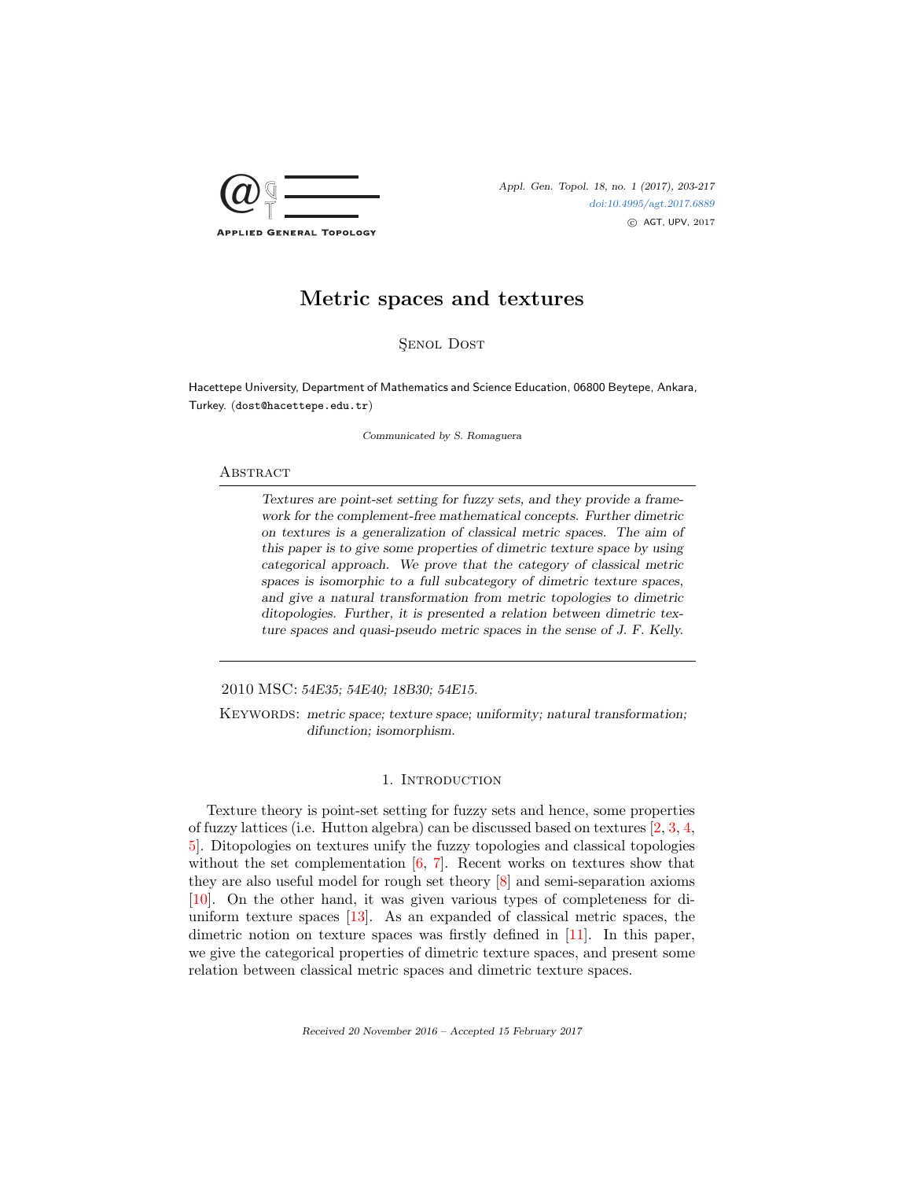# Metric spaces and textures

Şenol Dost

Hacettepe University, Department of Mathematics and Science Education, 06800 Beytepe, Ankara, Turkey. (dost@hacettepe.edu.tr)

*Communicated by S. Romaguera*

## Abstract

*Textures are point-set setting for fuzzy sets, and they provide a framework for the complement-free mathematical concepts. Further dimetric on textures is a generalization of classical metric spaces. The aim of this paper is to give some properties of dimetric texture space by using categorical approach. We prove that the category of classical metric spaces is isomorphic to a full subcategory of dimetric texture spaces, and give a natural transformation from metric topologies to dimetric ditopologies. Further, it is presented a relation between dimetric texture spaces and quasi-pseudo metric spaces in the sense of J. F. Kelly.*

2010 MSC: *54E35; 54E40; 18B30; 54E15.*

Keywords: *metric space; texture space; uniformity; natural transformation; difunction; isomorphism.*

## 1. Introduction

Texture theory is point-set setting for fuzzy sets and hence, some properties of fuzzy lattices (i.e. Hutton algebra) can be discussed based on textures [2, 3, 4, 5]. Ditopologies on textures unify the fuzzy topologies and classical topologies without the set complementation [6, 7]. Recent works on textures show that they are also useful model for rough set theory [8] and semi-separation axioms [10]. On the other hand, it was given various types of completeness for diuniform texture spaces [13]. As an expanded of classical metric spaces, the dimetric notion on texture spaces was firstly defined in [11]. In this paper, we give the categorical properties of dimetric texture spaces, and present some relation between classical metric spaces and dimetric texture spaces.

Received 20 November 2016 – Accepted 15 February 2017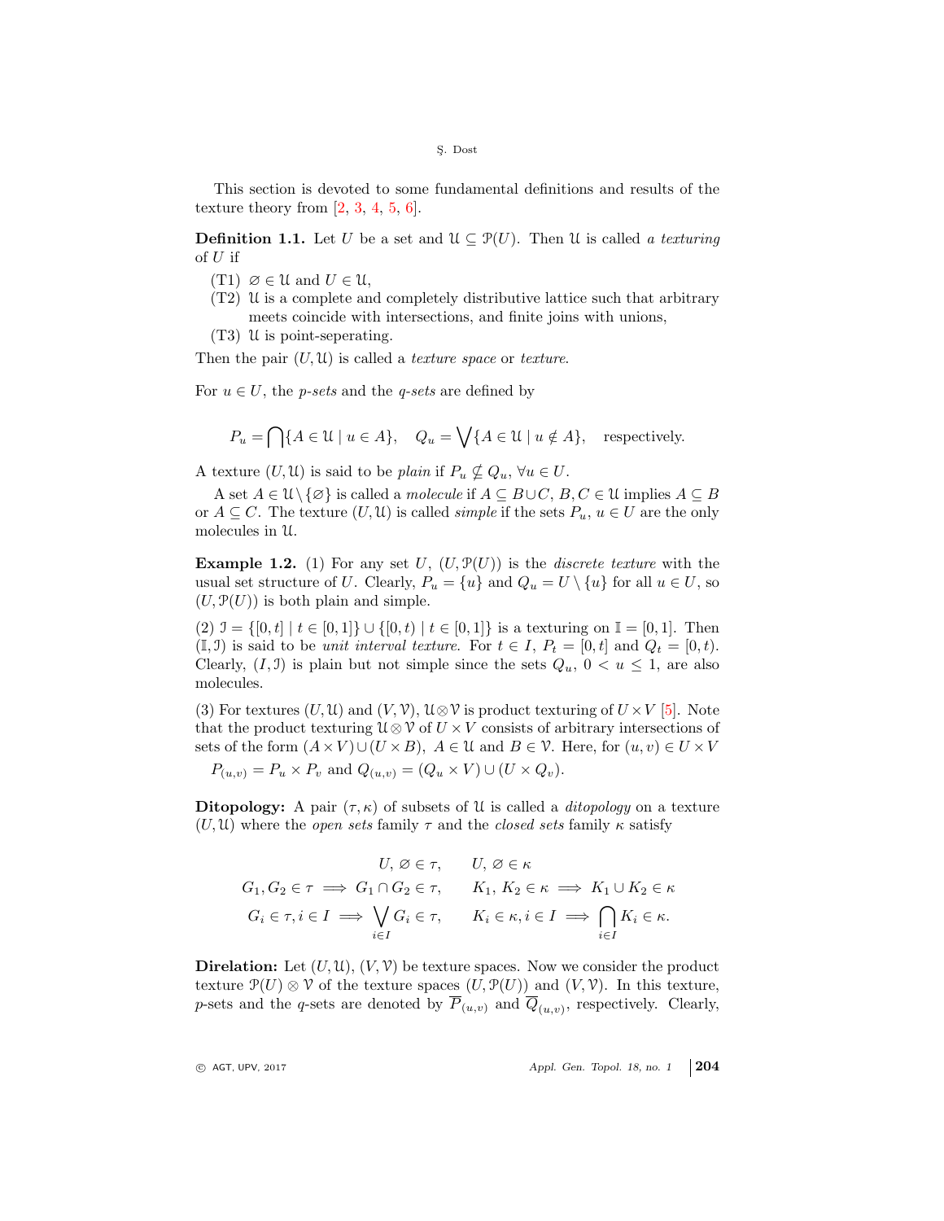This section is devoted to some fundamental definitions and results of the texture theory from [2, 3, 4, 5, 6].

**Definition 1.1.** Let $U$ be a set and $\mathcal{U} \subseteq \mathcal{P}(U)$. Then $\mathcal{U}$ is called *a texturing* of $U$ if

(T1) $\varnothing \in \mathcal{U}$ and $U \in \mathcal{U}$,

(T2) $\mathcal{U}$ is a complete and completely distributive lattice such that arbitrary meets coincide with intersections, and finite joins with unions,

(T3) $\mathcal{U}$ is point-seperating.

Then the pair $(U, \mathcal{U})$ is called a *texture space* or *texture*.

For $u \in U$, the *p-sets* and the *q-sets* are defined by

$$P_u = \bigcap\{A \in \mathcal{U} \mid u \in A\}, \quad Q_u = \bigvee\{A \in \mathcal{U} \mid u \notin A\}, \quad \text{respectively.}$$

A texture $(U, \mathcal{U})$ is said to be *plain* if $P_u \not\subseteq Q_u$, $\forall u \in U$.

A set $A \in \mathcal{U} \setminus \{\varnothing\}$ is called a *molecule* if $A \subseteq B \cup C$, $B, C \in \mathcal{U}$ implies $A \subseteq B$ or $A \subseteq C$. The texture $(U, \mathcal{U})$ is called *simple* if the sets $P_u$, $u \in U$ are the only molecules in $\mathcal{U}$.

**Example 1.2.** (1) For any set $U$, $(U, \mathcal{P}(U))$ is the *discrete texture* with the usual set structure of $U$. Clearly, $P_u = \{u\}$ and $Q_u = U \setminus \{u\}$ for all $u \in U$, so $(U, \mathcal{P}(U))$ is both plain and simple.

(2) $\mathcal{I} = \{[0, t] \mid t \in [0, 1]\} \cup \{[0, t) \mid t \in [0, 1]\}$ is a texturing on $\mathbb{I} = [0, 1]$. Then $(\mathbb{I}, \mathcal{I})$ is said to be *unit interval texture*. For $t \in I$, $P_t = [0, t]$ and $Q_t = [0, t)$. Clearly, $(I, \mathcal{I})$ is plain but not simple since the sets $Q_u$, $0 < u \leq 1$, are also molecules.

(3) For textures $(U, \mathcal{U})$ and $(V, \mathcal{V})$, $\mathcal{U} \otimes \mathcal{V}$ is product texturing of $U \times V$ [5]. Note that the product texturing $\mathcal{U} \otimes \mathcal{V}$ of $U \times V$ consists of arbitrary intersections of sets of the form $(A \times V) \cup (U \times B)$, $A \in \mathcal{U}$ and $B \in \mathcal{V}$. Here, for $(u, v) \in U \times V$

$P_{(u,v)} = P_u \times P_v$ and $Q_{(u,v)} = (Q_u \times V) \cup (U \times Q_v)$.

**Ditopology:** A pair $(\tau, \kappa)$ of subsets of $\mathcal{U}$ is called a *ditopology* on a texture $(U, \mathcal{U})$ where the *open sets* family $\tau$ and the *closed sets* family $\kappa$ satisfy

$$U, \varnothing \in \tau, \qquad U, \varnothing \in \kappa$$

$$G_1, G_2 \in \tau \implies G_1 \cap G_2 \in \tau, \qquad K_1, K_2 \in \kappa \implies K_1 \cup K_2 \in \kappa$$

$$G_i \in \tau, i \in I \implies \bigvee_{i \in I} G_i \in \tau, \qquad K_i \in \kappa, i \in I \implies \bigcap_{i \in I} K_i \in \kappa.$$

**Direlation:** Let $(U, \mathcal{U})$, $(V, \mathcal{V})$ be texture spaces. Now we consider the product texture $\mathcal{P}(U) \otimes \mathcal{V}$ of the texture spaces $(U, \mathcal{P}(U))$ and $(V, \mathcal{V})$. In this texture, $p$-sets and the $q$-sets are denoted by $\overline{P}_{(u,v)}$ and $\overline{Q}_{(u,v)}$, respectively. Clearly,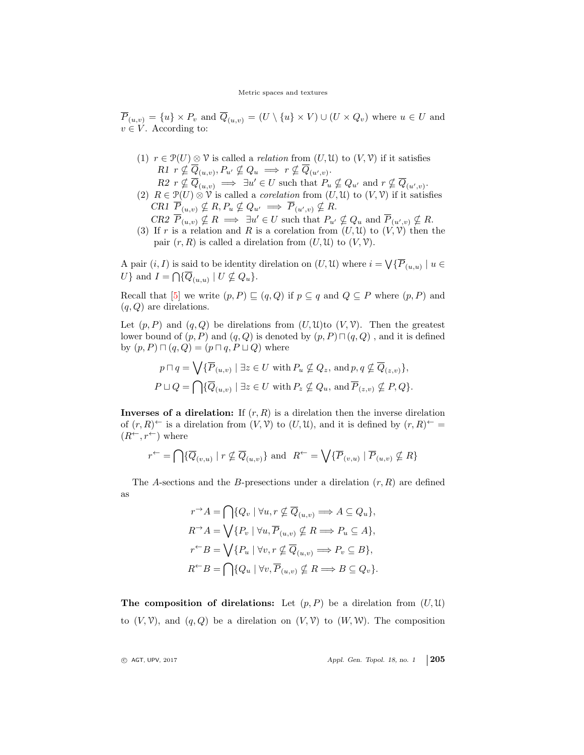$\overline{P}_{(u,v)} = \{u\} \times P_v$ and $\overline{Q}_{(u,v)} = (U \setminus \{u\} \times V) \cup (U \times Q_v)$ where $u \in U$ and $v \in V$. According to:

(1) $r \in \mathcal{P}(U) \otimes \mathcal{V}$ is called a *relation* from $(U, \mathcal{U})$ to $(V, \mathcal{V})$ if it satisfies
   *R1* $r \not\subseteq \overline{Q}_{(u,v)}, P_{u'} \not\subseteq Q_u \implies r \not\subseteq \overline{Q}_{(u',v)}$.
   *R2* $r \not\subseteq \overline{Q}_{(u,v)} \implies \exists u' \in U$ such that $P_u \not\subseteq Q_{u'}$ and $r \not\subseteq \overline{Q}_{(u',v)}$.

(2) $R \in \mathcal{P}(U) \otimes \mathcal{V}$ is called a *corelation* from $(U, \mathcal{U})$ to $(V, \mathcal{V})$ if it satisfies
   *CR1* $\overline{P}_{(u,v)} \not\subseteq R, P_u \not\subseteq Q_{u'} \implies \overline{P}_{(u',v)} \not\subseteq R$.
   *CR2* $\overline{P}_{(u,v)} \not\subseteq R \implies \exists u' \in U$ such that $P_{u'} \not\subseteq Q_u$ and $\overline{P}_{(u',v)} \not\subseteq R$.

(3) If $r$ is a relation and $R$ is a corelation from $(U, \mathcal{U})$ to $(V, \mathcal{V})$ then the pair $(r, R)$ is called a direlation from $(U, \mathcal{U})$ to $(V, \mathcal{V})$.

A pair $(i, I)$ is said to be identity direlation on $(U, \mathcal{U})$ where $i = \bigvee\{\overline{P}_{(u,u)} \mid u \in U\}$ and $I = \bigcap\{\overline{Q}_{(u,u)} \mid U \not\subseteq Q_u\}$.

Recall that [5] we write $(p, P) \sqsubseteq (q, Q)$ if $p \subseteq q$ and $Q \subseteq P$ where $(p, P)$ and $(q, Q)$ are direlations.

Let $(p, P)$ and $(q, Q)$ be direlations from $(U, \mathcal{U})$to $(V, \mathcal{V})$. Then the greatest lower bound of $(p, P)$ and $(q, Q)$ is denoted by $(p, P) \sqcap (q, Q)$ , and it is defined by $(p, P) \sqcap (q, Q) = (p \sqcap q, P \sqcup Q)$ where

$$p \sqcap q = \bigvee\{\overline{P}_{(u,v)} \mid \exists z \in U \text{ with } P_u \not\subseteq Q_z, \text{ and} p, q \not\subseteq \overline{Q}_{(z,v)}\},$$

$$P \sqcup Q = \bigcap\{\overline{Q}_{(u,v)} \mid \exists z \in U \text{ with } P_z \not\subseteq Q_u, \text{ and} \overline{P}_{(z,v)} \not\subseteq P, Q\}.$$

**Inverses of a direlation:** If $(r, R)$ is a direlation then the inverse direlation of $(r, R)^{\leftarrow}$ is a direlation from $(V, \mathcal{V})$ to $(U, \mathcal{U})$, and it is defined by $(r, R)^{\leftarrow} = (R^{\leftarrow}, r^{\leftarrow})$ where

$$r^{\leftarrow} = \bigcap\{\overline{Q}_{(v,u)} \mid r \not\subseteq \overline{Q}_{(u,v)}\} \text{ and } R^{\leftarrow} = \bigvee\{\overline{P}_{(v,u)} \mid \overline{P}_{(u,v)} \not\subseteq R\}$$

The $A$-sections and the $B$-presections under a direlation $(r, R)$ are defined as

$$r^{\rightarrow}A = \bigcap\{Q_v \mid \forall u, r \not\subseteq \overline{Q}_{(u,v)} \Longrightarrow A \subseteq Q_u\},$$

$$R^{\rightarrow}A = \bigvee\{P_v \mid \forall u, \overline{P}_{(u,v)} \not\subseteq R \Longrightarrow P_u \subseteq A\},$$

$$r^{\leftarrow}B = \bigvee\{P_u \mid \forall v, r \not\subseteq \overline{Q}_{(u,v)} \Longrightarrow P_v \subseteq B\},$$

$$R^{\leftarrow}B = \bigcap\{Q_u \mid \forall v, \overline{P}_{(u,v)} \not\subseteq R \Longrightarrow B \subseteq Q_v\}.$$

**The composition of direlations:** Let $(p, P)$ be a direlation from $(U, \mathcal{U})$ to $(V, \mathcal{V})$, and $(q, Q)$ be a direlation on $(V, \mathcal{V})$ to $(W, \mathcal{W})$. The composition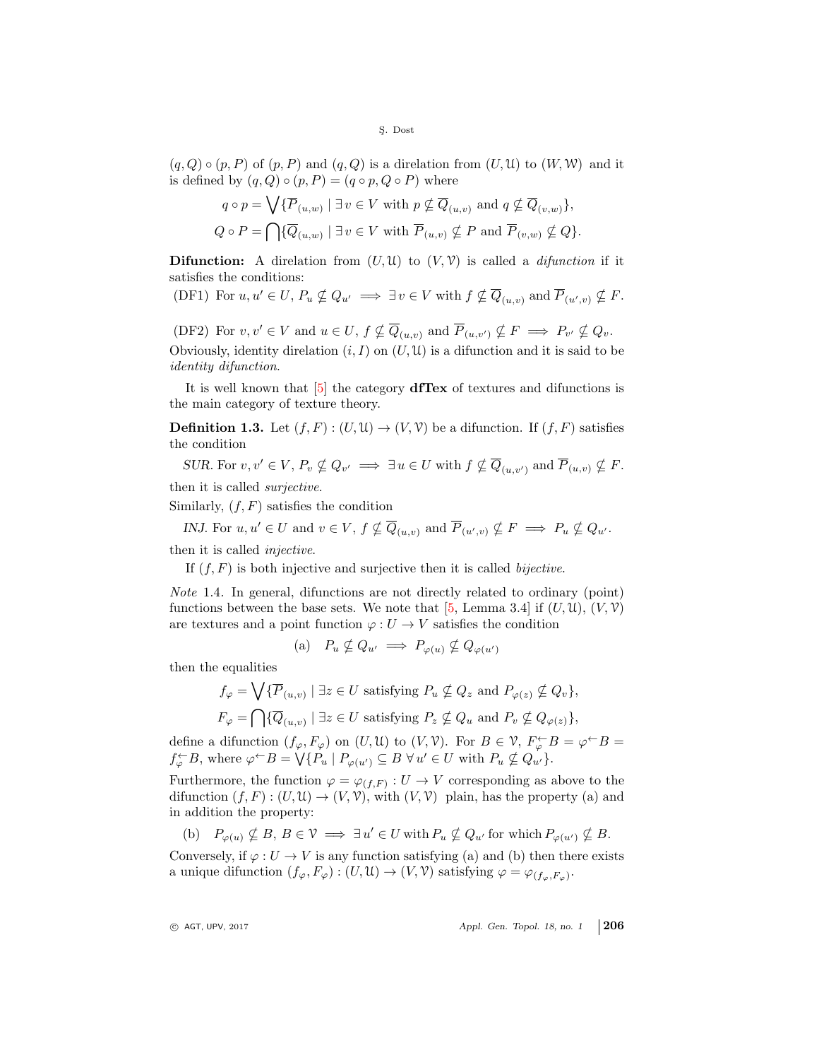$(q, Q) \circ (p, P)$ of $(p, P)$ and $(q, Q)$ is a direlation from $(U, \mathcal{U})$ to $(W, \mathcal{W})$ and it is defined by $(q, Q) \circ (p, P) = (q \circ p, Q \circ P)$ where

$$q \circ p = \bigvee \{\overline{P}_{(u,w)} \mid \exists\, v \in V \text{ with } p \not\subseteq \overline{Q}_{(u,v)} \text{ and } q \not\subseteq \overline{Q}_{(v,w)}\},$$

$$Q \circ P = \bigcap \{\overline{Q}_{(u,w)} \mid \exists\, v \in V \text{ with } \overline{P}_{(u,v)} \not\subseteq P \text{ and } \overline{P}_{(v,w)} \not\subseteq Q\}.$$

**Difunction:** A direlation from $(U, \mathcal{U})$ to $(V, \mathcal{V})$ is called a *difunction* if it satisfies the conditions:

(DF1) For $u, u' \in U$, $P_u \not\subseteq Q_{u'} \implies \exists\, v \in V$ with $f \not\subseteq \overline{Q}_{(u,v)}$ and $\overline{P}_{(u',v)} \not\subseteq F$.

(DF2) For $v, v' \in V$ and $u \in U$, $f \not\subseteq \overline{Q}_{(u,v)}$ and $\overline{P}_{(u,v')} \not\subseteq F \implies P_{v'} \not\subseteq Q_v$.

Obviously, identity direlation $(i, I)$ on $(U, \mathcal{U})$ is a difunction and it is said to be *identity difunction*.

It is well known that [5] the category **dfTex** of textures and difunctions is the main category of texture theory.

**Definition 1.3.** Let $(f, F) : (U, \mathcal{U}) \to (V, \mathcal{V})$ be a difunction. If $(f, F)$ satisfies the condition

*SUR.* For $v, v' \in V$, $P_v \not\subseteq Q_{v'} \implies \exists\, u \in U$ with $f \not\subseteq \overline{Q}_{(u,v')}$ and $\overline{P}_{(u,v)} \not\subseteq F$.

then it is called *surjective*.

Similarly, $(f, F)$ satisfies the condition

*INJ.* For $u, u' \in U$ and $v \in V$, $f \not\subseteq \overline{Q}_{(u,v)}$ and $\overline{P}_{(u',v)} \not\subseteq F \implies P_u \not\subseteq Q_{u'}$.

then it is called *injective*.

If $(f, F)$ is both injective and surjective then it is called *bijective*.

*Note* 1.4. In general, difunctions are not directly related to ordinary (point) functions between the base sets. We note that [5, Lemma 3.4] if $(U, \mathcal{U})$, $(V, \mathcal{V})$ are textures and a point function $\varphi : U \to V$ satisfies the condition

$$\text{(a)} \quad P_u \not\subseteq Q_{u'} \implies P_{\varphi(u)} \not\subseteq Q_{\varphi(u')}$$

then the equalities

$$f_\varphi = \bigvee \{\overline{P}_{(u,v)} \mid \exists z \in U \text{ satisfying } P_u \not\subseteq Q_z \text{ and } P_{\varphi(z)} \not\subseteq Q_v\},$$

$$F_\varphi = \bigcap \{\overline{Q}_{(u,v)} \mid \exists z \in U \text{ satisfying } P_z \not\subseteq Q_u \text{ and } P_v \not\subseteq Q_{\varphi(z)}\},$$

define a difunction $(f_\varphi, F_\varphi)$ on $(U, \mathcal{U})$ to $(V, \mathcal{V})$. For $B \in \mathcal{V}$, $F_\varphi^{\leftarrow} B = \varphi^{\leftarrow} B = f_\varphi^{\leftarrow} B$, where $\varphi^{\leftarrow} B = \bigvee \{P_u \mid P_{\varphi(u')} \subseteq B \;\forall u' \in U \text{ with } P_u \not\subseteq Q_{u'}\}$.

Furthermore, the function $\varphi = \varphi_{(f,F)} : U \to V$ corresponding as above to the difunction $(f, F) : (U, \mathcal{U}) \to (V, \mathcal{V})$, with $(V, \mathcal{V})$ plain, has the property (a) and in addition the property:

$$\text{(b)} \quad P_{\varphi(u)} \not\subseteq B,\, B \in \mathcal{V} \implies \exists\, u' \in U \text{ with } P_u \not\subseteq Q_{u'} \text{ for which } P_{\varphi(u')} \not\subseteq B.$$

Conversely, if $\varphi : U \to V$ is any function satisfying (a) and (b) then there exists a unique difunction $(f_\varphi, F_\varphi) : (U, \mathcal{U}) \to (V, \mathcal{V})$ satisfying $\varphi = \varphi_{(f_\varphi, F_\varphi)}$.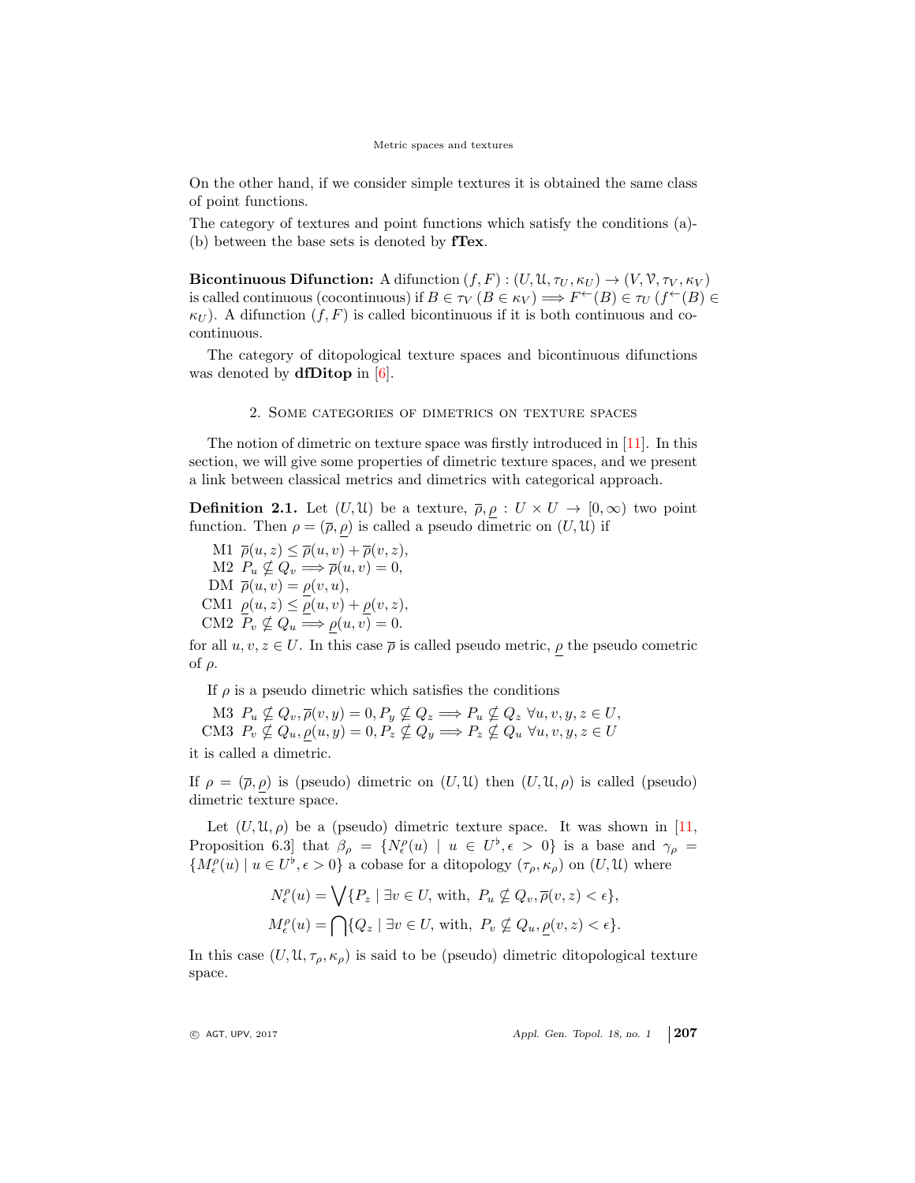On the other hand, if we consider simple textures it is obtained the same class of point functions.

The category of textures and point functions which satisfy the conditions (a)-(b) between the base sets is denoted by **fTex**.

**Bicontinuous Difunction:** A difunction $(f, F) : (U, \mathcal{U}, \tau_U, \kappa_U) \to (V, \mathcal{V}, \tau_V, \kappa_V)$ is called continuous (cocontinuous) if $B \in \tau_V$ ($B \in \kappa_V$) $\Longrightarrow F^{\leftarrow}(B) \in \tau_U$ ($f^{\leftarrow}(B) \in \kappa_U$). A difunction $(f, F)$ is called bicontinuous if it is both continuous and cocontinuous.

The category of ditopological texture spaces and bicontinuous difunctions was denoted by **dfDitop** in [6].

## 2. Some categories of dimetrics on texture spaces

The notion of dimetric on texture space was firstly introduced in [11]. In this section, we will give some properties of dimetric texture spaces, and we present a link between classical metrics and dimetrics with categorical approach.

**Definition 2.1.** Let $(U, \mathcal{U})$ be a texture, $\overline{\rho}, \underline{\rho} : U \times U \to [0, \infty)$ two point function. Then $\rho = (\overline{\rho}, \underline{\rho})$ is called a pseudo dimetric on $(U, \mathcal{U})$ if

M1 $\overline{\rho}(u, z) \leq \overline{\rho}(u, v) + \overline{\rho}(v, z)$,
M2 $P_u \not\subseteq Q_v \Longrightarrow \overline{\rho}(u, v) = 0$,
DM $\overline{\rho}(u, v) = \underline{\rho}(v, u)$,
CM1 $\underline{\rho}(u, z) \leq \underline{\rho}(u, v) + \underline{\rho}(v, z)$,
CM2 $P_v \not\subseteq Q_u \Longrightarrow \underline{\rho}(u, v) = 0$.

for all $u, v, z \in U$. In this case $\overline{\rho}$ is called pseudo metric, $\underline{\rho}$ the pseudo cometric of $\rho$.

If $\rho$ is a pseudo dimetric which satisfies the conditions

M3 $P_u \not\subseteq Q_v, \overline{\rho}(v, y) = 0, P_y \not\subseteq Q_z \Longrightarrow P_u \not\subseteq Q_z \ \forall u, v, y, z \in U$,
CM3 $P_v \not\subseteq Q_u, \underline{\rho}(u, y) = 0, P_z \not\subseteq Q_y \Longrightarrow P_z \not\subseteq Q_u \ \forall u, v, y, z \in U$

it is called a dimetric.

If $\rho = (\overline{\rho}, \underline{\rho})$ is (pseudo) dimetric on $(U, \mathcal{U})$ then $(U, \mathcal{U}, \rho)$ is called (pseudo) dimetric texture space.

Let $(U, \mathcal{U}, \rho)$ be a (pseudo) dimetric texture space. It was shown in [11, Proposition 6.3] that $\beta_\rho = \{N^\rho_\epsilon(u) \mid u \in U^\flat, \epsilon > 0\}$ is a base and $\gamma_\rho = \{M^\rho_\epsilon(u) \mid u \in U^\flat, \epsilon > 0\}$ a cobase for a ditopology $(\tau_\rho, \kappa_\rho)$ on $(U, \mathcal{U})$ where

$$N^\rho_\epsilon(u) = \bigvee\{P_z \mid \exists v \in U, \text{with, } P_u \not\subseteq Q_v, \overline{\rho}(v, z) < \epsilon\},$$

$$M^\rho_\epsilon(u) = \bigcap\{Q_z \mid \exists v \in U, \text{with, } P_v \not\subseteq Q_u, \underline{\rho}(v, z) < \epsilon\}.$$

In this case $(U, \mathcal{U}, \tau_\rho, \kappa_\rho)$ is said to be (pseudo) dimetric ditopological texture space.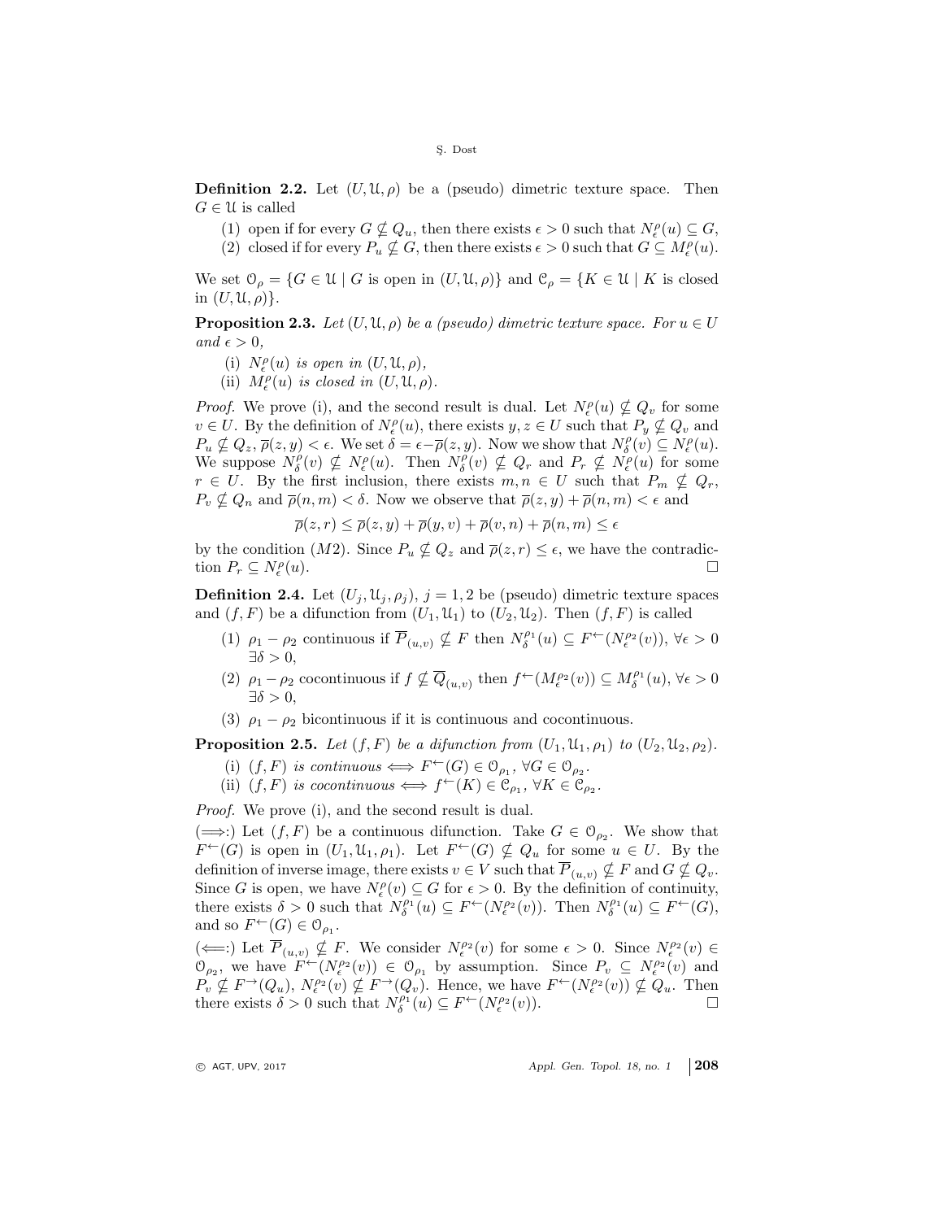**Definition 2.2.** Let $(U, \mathcal{U}, \rho)$ be a (pseudo) dimetric texture space. Then $G \in \mathcal{U}$ is called

(1) open if for every $G \not\subseteq Q_u$, then there exists $\epsilon > 0$ such that $N_\epsilon^\rho(u) \subseteq G$,
(2) closed if for every $P_u \not\subseteq G$, then there exists $\epsilon > 0$ such that $G \subseteq M_\epsilon^\rho(u)$.

We set $\mathcal{O}_\rho = \{G \in \mathcal{U} \mid G$ is open in $(U, \mathcal{U}, \rho)\}$ and $\mathcal{C}_\rho = \{K \in \mathcal{U} \mid K$ is closed in $(U, \mathcal{U}, \rho)\}$.

**Proposition 2.3.** *Let $(U, \mathcal{U}, \rho)$ be a (pseudo) dimetric texture space. For $u \in U$ and $\epsilon > 0$,*

(i) *$N_\epsilon^\rho(u)$ is open in $(U, \mathcal{U}, \rho)$,*
(ii) *$M_\epsilon^\rho(u)$ is closed in $(U, \mathcal{U}, \rho)$.*

*Proof.* We prove (i), and the second result is dual. Let $N_\epsilon^\rho(u) \not\subseteq Q_v$ for some $v \in U$. By the definition of $N_\epsilon^\rho(u)$, there exists $y, z \in U$ such that $P_y \not\subseteq Q_v$ and $P_u \not\subseteq Q_z$, $\overline{\rho}(z, y) < \epsilon$. We set $\delta = \epsilon - \overline{\rho}(z, y)$. Now we show that $N_\delta^\rho(v) \subseteq N_\epsilon^\rho(u)$. We suppose $N_\delta^\rho(v) \not\subseteq N_\epsilon^\rho(u)$. Then $N_\delta^\rho(v) \not\subseteq Q_r$ and $P_r \not\subseteq N_\epsilon^\rho(u)$ for some $r \in U$. By the first inclusion, there exists $m, n \in U$ such that $P_m \not\subseteq Q_r$, $P_v \not\subseteq Q_n$ and $\overline{\rho}(n, m) < \delta$. Now we observe that $\overline{\rho}(z, y) + \overline{\rho}(n, m) < \epsilon$ and

$$\overline{\rho}(z, r) \leq \overline{\rho}(z, y) + \overline{\rho}(y, v) + \overline{\rho}(v, n) + \overline{\rho}(n, m) \leq \epsilon$$

by the condition $(M2)$. Since $P_u \not\subseteq Q_z$ and $\overline{\rho}(z, r) \leq \epsilon$, we have the contradiction $P_r \subseteq N_\epsilon^\rho(u)$. $\square$

**Definition 2.4.** Let $(U_j, \mathcal{U}_j, \rho_j)$, $j = 1, 2$ be (pseudo) dimetric texture spaces and $(f, F)$ be a difunction from $(U_1, \mathcal{U}_1)$ to $(U_2, \mathcal{U}_2)$. Then $(f, F)$ is called

(1) $\rho_1 - \rho_2$ continuous if $\overline{P}_{(u,v)} \not\subseteq F$ then $N_\delta^{\rho_1}(u) \subseteq F^{\leftarrow}(N_\epsilon^{\rho_2}(v))$, $\forall \epsilon > 0$ $\exists \delta > 0$,
(2) $\rho_1 - \rho_2$ cocontinuous if $f \not\subseteq \overline{Q}_{(u,v)}$ then $f^{\leftarrow}(M_\epsilon^{\rho_2}(v)) \subseteq M_\delta^{\rho_1}(u)$, $\forall \epsilon > 0$ $\exists \delta > 0$,
(3) $\rho_1 - \rho_2$ bicontinuous if it is continuous and cocontinuous.

**Proposition 2.5.** *Let $(f, F)$ be a difunction from $(U_1, \mathcal{U}_1, \rho_1)$ to $(U_2, \mathcal{U}_2, \rho_2)$.*

(i) *$(f, F)$ is continuous $\iff F^{\leftarrow}(G) \in \mathcal{O}_{\rho_1}$, $\forall G \in \mathcal{O}_{\rho_2}$.*
(ii) *$(f, F)$ is cocontinuous $\iff f^{\leftarrow}(K) \in \mathcal{C}_{\rho_1}$, $\forall K \in \mathcal{C}_{\rho_2}$.*

*Proof.* We prove (i), and the second result is dual.

($\Longrightarrow$:) Let $(f, F)$ be a continuous difunction. Take $G \in \mathcal{O}_{\rho_2}$. We show that $F^{\leftarrow}(G)$ is open in $(U_1, \mathcal{U}_1, \rho_1)$. Let $F^{\leftarrow}(G) \not\subseteq Q_u$ for some $u \in U$. By the definition of inverse image, there exists $v \in V$ such that $\overline{P}_{(u,v)} \not\subseteq F$ and $G \not\subseteq Q_v$. Since $G$ is open, we have $N_\epsilon^\rho(v) \subseteq G$ for $\epsilon > 0$. By the definition of continuity, there exists $\delta > 0$ such that $N_\delta^{\rho_1}(u) \subseteq F^{\leftarrow}(N_\epsilon^{\rho_2}(v))$. Then $N_\delta^{\rho_1}(u) \subseteq F^{\leftarrow}(G)$, and so $F^{\leftarrow}(G) \in \mathcal{O}_{\rho_1}$.

($\Longleftarrow$:) Let $\overline{P}_{(u,v)} \not\subseteq F$. We consider $N_\epsilon^{\rho_2}(v)$ for some $\epsilon > 0$. Since $N_\epsilon^{\rho_2}(v) \in \mathcal{O}_{\rho_2}$, we have $F^{\leftarrow}(N_\epsilon^{\rho_2}(v)) \in \mathcal{O}_{\rho_1}$ by assumption. Since $P_v \subseteq N_\epsilon^{\rho_2}(v)$ and $P_v \not\subseteq F^{\rightarrow}(Q_u)$, $N_\epsilon^{\rho_2}(v) \not\subseteq F^{\rightarrow}(Q_v)$. Hence, we have $F^{\leftarrow}(N_\epsilon^{\rho_2}(v)) \not\subseteq Q_u$. Then there exists $\delta > 0$ such that $N_\delta^{\rho_1}(u) \subseteq F^{\leftarrow}(N_\epsilon^{\rho_2}(v))$. $\square$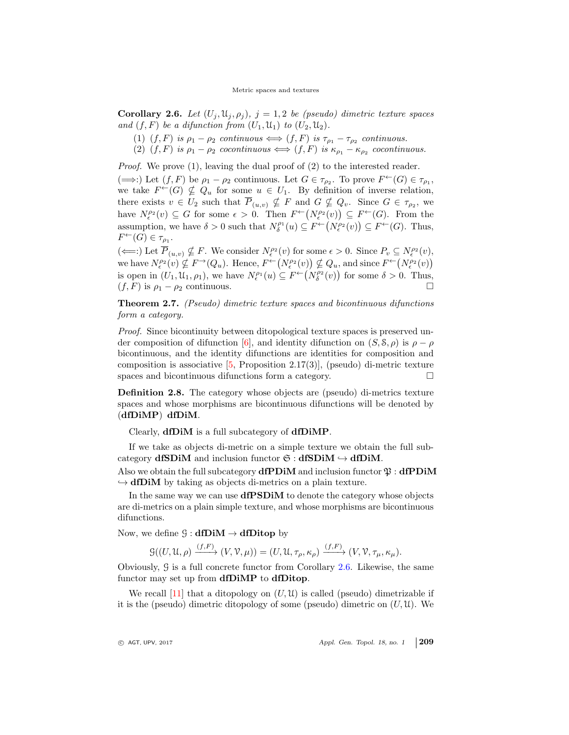**Corollary 2.6.** *Let $(U_j, \mathcal{U}_j, \rho_j)$, $j = 1, 2$ be (pseudo) dimetric texture spaces and $(f, F)$ be a difunction from $(U_1, \mathcal{U}_1)$ to $(U_2, \mathcal{U}_2)$.*

1. *$(f, F)$ is $\rho_1 - \rho_2$ continuous $\iff$ $(f, F)$ is $\tau_{\rho_1} - \tau_{\rho_2}$ continuous.*
2. *$(f, F)$ is $\rho_1 - \rho_2$ cocontinuous $\iff$ $(f, F)$ is $\kappa_{\rho_1} - \kappa_{\rho_2}$ cocontinuous.*

*Proof.* We prove (1), leaving the dual proof of (2) to the interested reader.

($\Longrightarrow$:) Let $(f, F)$ be $\rho_1 - \rho_2$ continuous. Let $G \in \tau_{\rho_2}$. To prove $F^{\leftarrow}(G) \in \tau_{\rho_1}$, we take $F^{\leftarrow}(G) \not\subseteq Q_u$ for some $u \in U_1$. By definition of inverse relation, there exists $v \in U_2$ such that $\overline{P}_{(u,v)} \not\subseteq F$ and $G \not\subseteq Q_v$. Since $G \in \tau_{\rho_2}$, we have $N_\epsilon^{\rho_2}(v) \subseteq G$ for some $\epsilon > 0$. Then $F^{\leftarrow}\big(N_\epsilon^{\rho_2}(v)\big) \subseteq F^{\leftarrow}(G)$. From the assumption, we have $\delta > 0$ such that $N_\delta^{\rho_1}(u) \subseteq F^{\leftarrow}\big(N_\epsilon^{\rho_2}(v)\big) \subseteq F^{\leftarrow}(G)$. Thus, $F^{\leftarrow}(G) \in \tau_{\rho_1}$.

($\Longleftarrow$:) Let $\overline{P}_{(u,v)} \not\subseteq F$. We consider $N_\epsilon^{\rho_2}(v)$ for some $\epsilon > 0$. Since $P_v \subseteq N_\epsilon^{\rho_2}(v)$, we have $N_\epsilon^{\rho_2}(v) \not\subseteq F^{\rightarrow}(Q_u)$. Hence, $F^{\leftarrow}\big(N_\epsilon^{\rho_2}(v)\big) \not\subseteq Q_u$, and since $F^{\leftarrow}\big(N_\epsilon^{\rho_2}(v)\big)$ is open in $(U_1, \mathcal{U}_1, \rho_1)$, we have $N_\epsilon^{\rho_1}(u) \subseteq F^{\leftarrow}\big(N_\delta^{\rho_2}(v)\big)$ for some $\delta > 0$. Thus, $(f, F)$ is $\rho_1 - \rho_2$ continuous. $\square$

**Theorem 2.7.** *(Pseudo) dimetric texture spaces and bicontinuous difunctions form a category.*

*Proof.* Since bicontinuity between ditopological texture spaces is preserved under composition of difunction [6], and identity difunction on $(S, \mathcal{S}, \rho)$ is $\rho - \rho$ bicontinuous, and the identity difunctions are identities for composition and composition is associative [5, Proposition 2.17(3)], (pseudo) di-metric texture spaces and bicontinuous difunctions form a category. $\square$

**Definition 2.8.** The category whose objects are (pseudo) di-metrics texture spaces and whose morphisms are bicontinuous difunctions will be denoted by (**dfDiMP**) **dfDiM**.

Clearly, **dfDiM** is a full subcategory of **dfDiMP**.

If we take as objects di-metric on a simple texture we obtain the full subcategory **dfSDiM** and inclusion functor $\mathfrak{S} : \mathbf{dfSDiM} \hookrightarrow \mathbf{dfDiM}$.

Also we obtain the full subcategory **dfPDiM** and inclusion functor $\mathfrak{P} : \mathbf{dfPDiM} \hookrightarrow \mathbf{dfDiM}$ by taking as objects di-metrics on a plain texture.

In the same way we can use **dfPSDiM** to denote the category whose objects are di-metrics on a plain simple texture, and whose morphisms are bicontinuous difunctions.

Now, we define $\mathcal{G} : \mathbf{dfDiM} \to \mathbf{dfDitop}$ by

$$\mathcal{G}((U, \mathcal{U}, \rho) \xrightarrow{(f,F)} (V, \mathcal{V}, \mu)) = (U, \mathcal{U}, \tau_\rho, \kappa_\rho) \xrightarrow{(f,F)} (V, \mathcal{V}, \tau_\mu, \kappa_\mu).$$

Obviously, $\mathcal{G}$ is a full concrete functor from Corollary 2.6. Likewise, the same functor may set up from **dfDiMP** to **dfDitop**.

We recall [11] that a ditopology on $(U, \mathcal{U})$ is called (pseudo) dimetrizable if it is the (pseudo) dimetric ditopology of some (pseudo) dimetric on $(U, \mathcal{U})$. We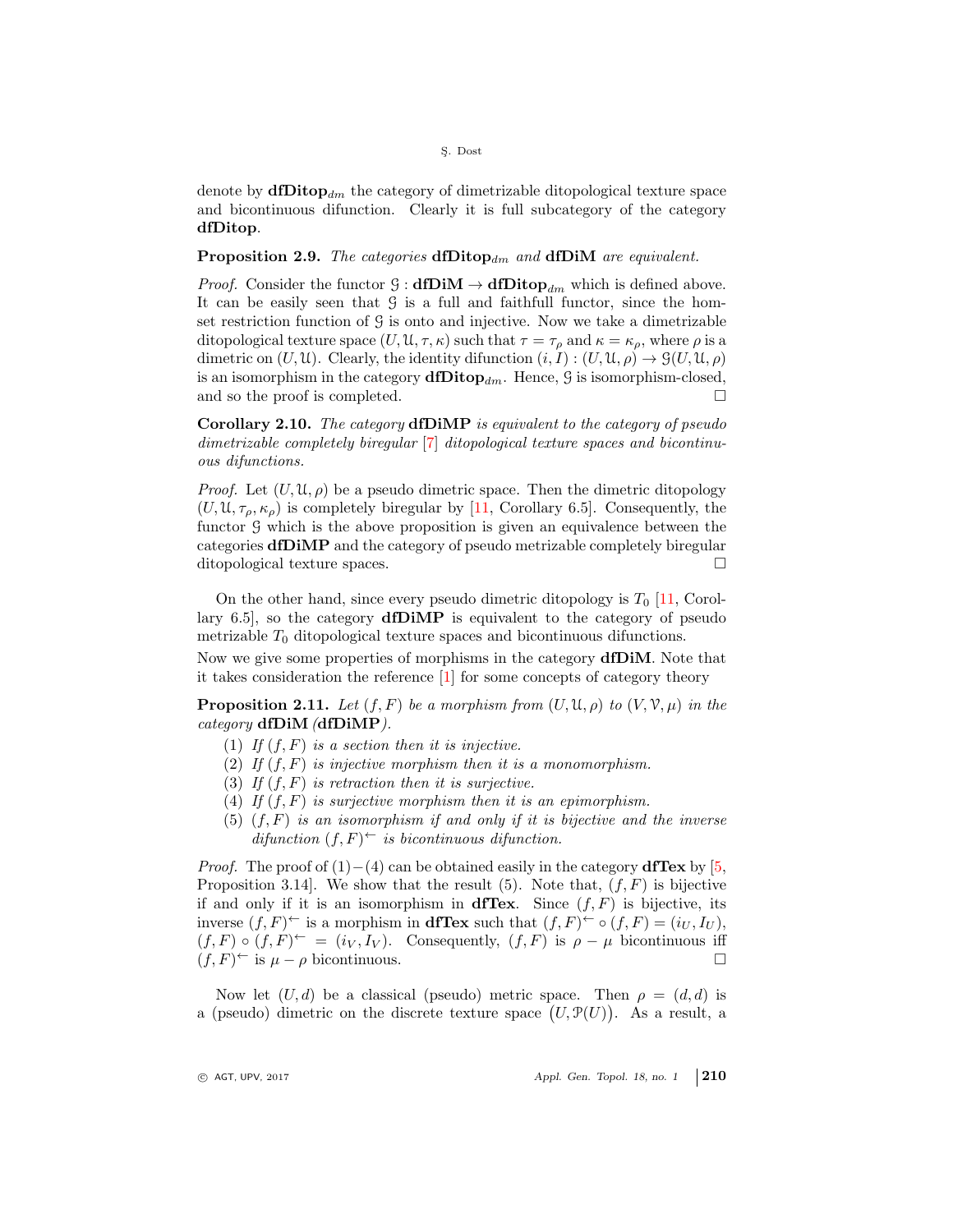denote by $\mathbf{dfDitop}_{dm}$ the category of dimetrizable ditopological texture space and bicontinuous difunction. Clearly it is full subcategory of the category **dfDitop**.

**Proposition 2.9.** *The categories* $\mathbf{dfDitop}_{dm}$ *and* **dfDiM** *are equivalent.*

*Proof.* Consider the functor $\mathcal{G} : \mathbf{dfDiM} \to \mathbf{dfDitop}_{dm}$ which is defined above. It can be easily seen that $\mathcal{G}$ is a full and faithfull functor, since the hom-set restriction function of $\mathcal{G}$ is onto and injective. Now we take a dimetrizable ditopological texture space $(U, \mathcal{U}, \tau, \kappa)$ such that $\tau = \tau_\rho$ and $\kappa = \kappa_\rho$, where $\rho$ is a dimetric on $(U, \mathcal{U})$. Clearly, the identity difunction $(i, I) : (U, \mathcal{U}, \rho) \to \mathcal{G}(U, \mathcal{U}, \rho)$ is an isomorphism in the category $\mathbf{dfDitop}_{dm}$. Hence, $\mathcal{G}$ is isomorphism-closed, and so the proof is completed. $\square$

**Corollary 2.10.** *The category* **dfDiMP** *is equivalent to the category of pseudo dimetrizable completely biregular* [7] *ditopological texture spaces and bicontinuous difunctions.*

*Proof.* Let $(U, \mathcal{U}, \rho)$ be a pseudo dimetric space. Then the dimetric ditopology $(U, \mathcal{U}, \tau_\rho, \kappa_\rho)$ is completely biregular by [11, Corollary 6.5]. Consequently, the functor $\mathcal{G}$ which is the above proposition is given an equivalence between the categories **dfDiMP** and the category of pseudo metrizable completely biregular ditopological texture spaces. $\square$

On the other hand, since every pseudo dimetric ditopology is $T_0$ [11, Corollary 6.5], so the category **dfDiMP** is equivalent to the category of pseudo metrizable $T_0$ ditopological texture spaces and bicontinuous difunctions.

Now we give some properties of morphisms in the category **dfDiM**. Note that it takes consideration the reference [1] for some concepts of category theory

**Proposition 2.11.** *Let* $(f, F)$ *be a morphism from* $(U, \mathcal{U}, \rho)$ *to* $(V, \mathcal{V}, \mu)$ *in the category* **dfDiM** *(***dfDiMP***).*

1. *If* $(f, F)$ *is a section then it is injective.*
2. *If* $(f, F)$ *is injective morphism then it is a monomorphism.*
3. *If* $(f, F)$ *is retraction then it is surjective.*
4. *If* $(f, F)$ *is surjective morphism then it is an epimorphism.*
5. $(f, F)$ *is an isomorphism if and only if it is bijective and the inverse difunction* $(f, F)^{\leftarrow}$ *is bicontinuous difunction.*

*Proof.* The proof of $(1)-(4)$ can be obtained easily in the category **dfTex** by [5, Proposition 3.14]. We show that the result (5). Note that, $(f, F)$ is bijective if and only if it is an isomorphism in **dfTex**. Since $(f, F)$ is bijective, its inverse $(f, F)^{\leftarrow}$ is a morphism in **dfTex** such that $(f, F)^{\leftarrow} \circ (f, F) = (i_U, I_U)$, $(f, F) \circ (f, F)^{\leftarrow} = (i_V, I_V)$. Consequently, $(f, F)$ is $\rho - \mu$ bicontinuous iff $(f, F)^{\leftarrow}$ is $\mu - \rho$ bicontinuous. $\square$

Now let $(U, d)$ be a classical (pseudo) metric space. Then $\rho = (d, d)$ is a (pseudo) dimetric on the discrete texture space $\big(U, \mathcal{P}(U)\big)$. As a result, a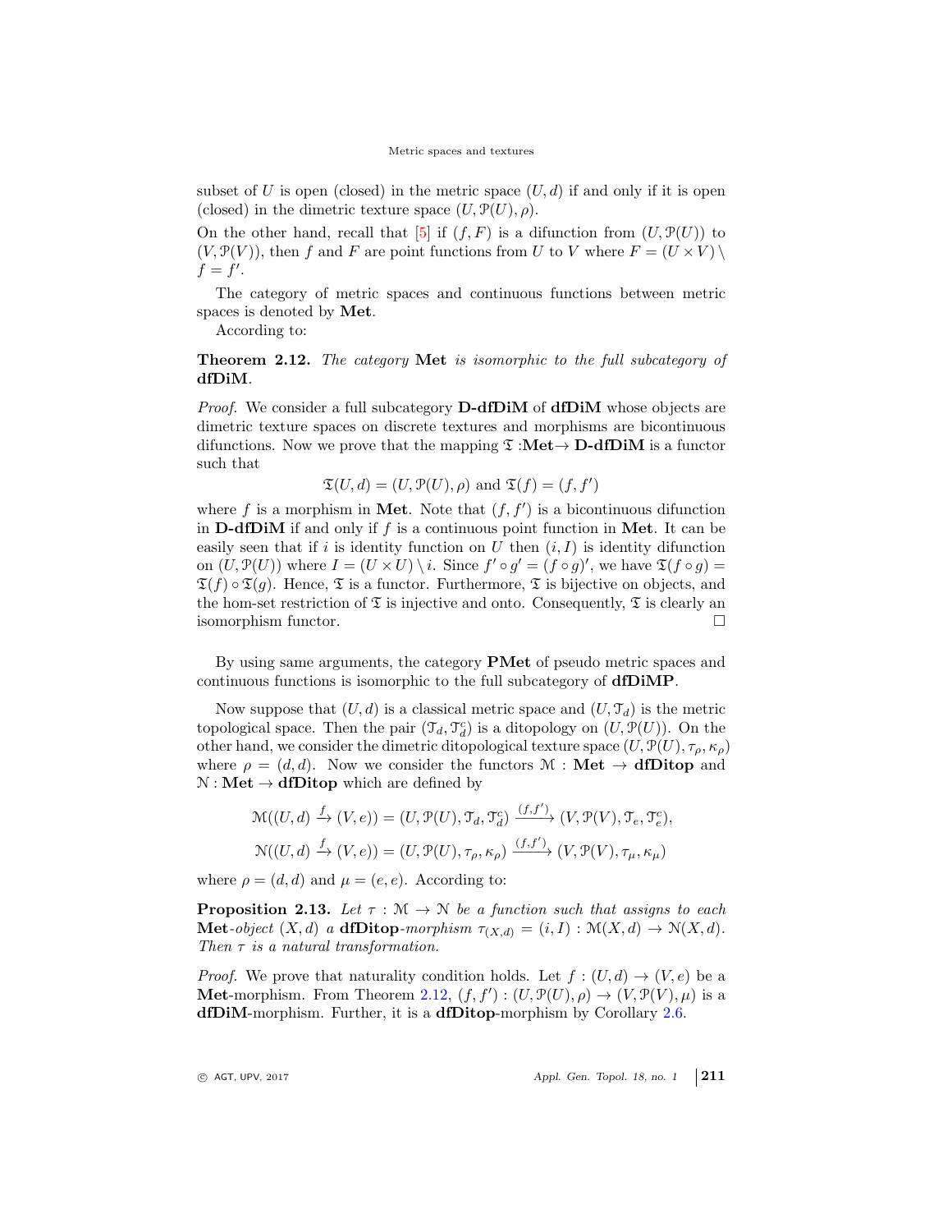subset of $U$ is open (closed) in the metric space $(U, d)$ if and only if it is open (closed) in the dimetric texture space $(U, \mathcal{P}(U), \rho)$.

On the other hand, recall that [5] if $(f, F)$ is a difunction from $(U, \mathcal{P}(U))$ to $(V, \mathcal{P}(V))$, then $f$ and $F$ are point functions from $U$ to $V$ where $F = (U \times V) \setminus f = f'$.

The category of metric spaces and continuous functions between metric spaces is denoted by **Met**.

According to:

**Theorem 2.12.** *The category* **Met** *is isomorphic to the full subcategory of* **dfDiM**.

*Proof.* We consider a full subcategory **D-dfDiM** of **dfDiM** whose objects are dimetric texture spaces on discrete textures and morphisms are bicontinuous difunctions. Now we prove that the mapping $\mathfrak{T}$ :**Met**→ **D-dfDiM** is a functor such that

$$\mathfrak{T}(U, d) = (U, \mathcal{P}(U), \rho) \text{ and } \mathfrak{T}(f) = (f, f')$$

where $f$ is a morphism in **Met**. Note that $(f, f')$ is a bicontinuous difunction in **D-dfDiM** if and only if $f$ is a continuous point function in **Met**. It can be easily seen that if $i$ is identity function on $U$ then $(i, I)$ is identity difunction on $(U, \mathcal{P}(U))$ where $I = (U \times U) \setminus i$. Since $f' \circ g' = (f \circ g)'$, we have $\mathfrak{T}(f \circ g) = \mathfrak{T}(f) \circ \mathfrak{T}(g)$. Hence, $\mathfrak{T}$ is a functor. Furthermore, $\mathfrak{T}$ is bijective on objects, and the hom-set restriction of $\mathfrak{T}$ is injective and onto. Consequently, $\mathfrak{T}$ is clearly an isomorphism functor. □

By using same arguments, the category **PMet** of pseudo metric spaces and continuous functions is isomorphic to the full subcategory of **dfDiMP**.

Now suppose that $(U, d)$ is a classical metric space and $(U, \mathcal{T}_d)$ is the metric topological space. Then the pair $(\mathcal{T}_d, \mathcal{T}_d^c)$ is a ditopology on $(U, \mathcal{P}(U))$. On the other hand, we consider the dimetric ditopological texture space $(U, \mathcal{P}(U), \tau_\rho, \kappa_\rho)$ where $\rho = (d, d)$. Now we consider the functors $\mathcal{M}$ : **Met** → **dfDitop** and $\mathcal{N}$ : **Met** → **dfDitop** which are defined by

$$\mathcal{M}((U, d) \xrightarrow{f} (V, e)) = (U, \mathcal{P}(U), \mathcal{T}_d, \mathcal{T}_d^c) \xrightarrow{(f, f')} (V, \mathcal{P}(V), \mathcal{T}_e, \mathcal{T}_e^c),$$

$$\mathcal{N}((U, d) \xrightarrow{f} (V, e)) = (U, \mathcal{P}(U), \tau_\rho, \kappa_\rho) \xrightarrow{(f, f')} (V, \mathcal{P}(V), \tau_\mu, \kappa_\mu)$$

where $\rho = (d, d)$ and $\mu = (e, e)$. According to:

**Proposition 2.13.** *Let* $\tau : \mathcal{M} \to \mathcal{N}$ *be a function such that assigns to each* **Met***-object* $(X, d)$ *a* **dfDitop***-morphism* $\tau_{(X,d)} = (i, I) : \mathcal{M}(X, d) \to \mathcal{N}(X, d)$. *Then* $\tau$ *is a natural transformation.*

*Proof.* We prove that naturality condition holds. Let $f : (U, d) \to (V, e)$ be a **Met**-morphism. From Theorem 2.12, $(f, f') : (U, \mathcal{P}(U), \rho) \to (V, \mathcal{P}(V), \mu)$ is a **dfDiM**-morphism. Further, it is a **dfDitop**-morphism by Corollary 2.6.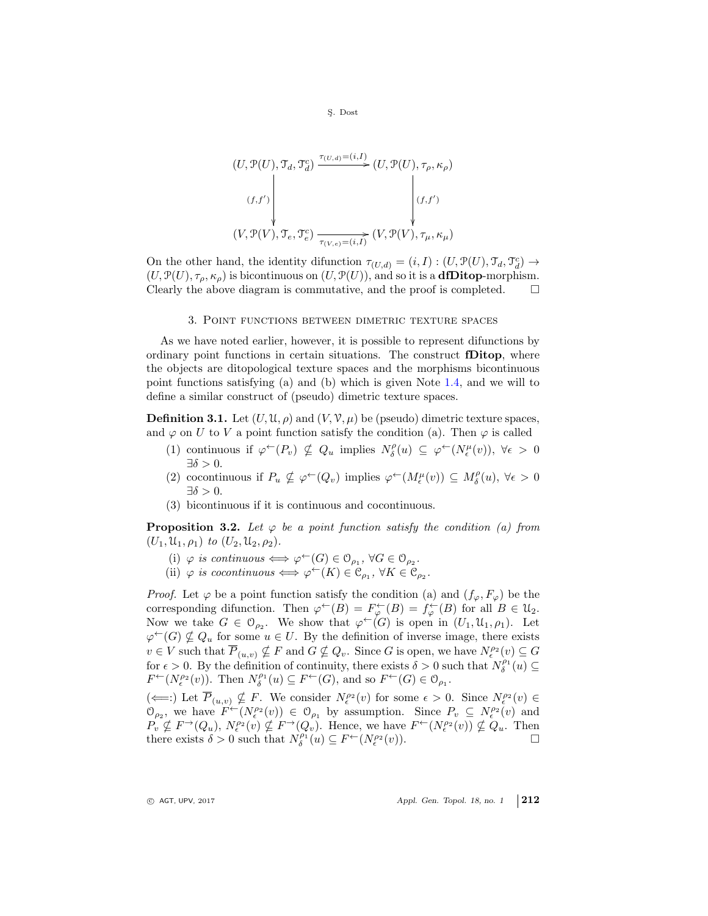$$
\begin{array}{ccc}
(U, \mathcal{P}(U), \mathcal{T}_d, \mathcal{T}_d^c) & \xrightarrow{\tau_{(U,d)}=(i,I)} & (U, \mathcal{P}(U), \tau_\rho, \kappa_\rho) \\
\Big\downarrow {\scriptstyle (f,f')} & & \Big\downarrow {\scriptstyle (f,f')} \\
(V, \mathcal{P}(V), \mathcal{T}_e, \mathcal{T}_e^c) & \xrightarrow[\tau_{(V,e)}=(i,I)]{} & (V, \mathcal{P}(V), \tau_\mu, \kappa_\mu)
\end{array}
$$

On the other hand, the identity difunction $\tau_{(U,d)} = (i, I) : (U, \mathcal{P}(U), \mathcal{T}_d, \mathcal{T}_d^c) \to (U, \mathcal{P}(U), \tau_\rho, \kappa_\rho)$ is bicontinuous on $(U, \mathcal{P}(U))$, and so it is a **dfDitop**-morphism. Clearly the above diagram is commutative, and the proof is completed. □

## 3. Point functions between dimetric texture spaces

As we have noted earlier, however, it is possible to represent difunctions by ordinary point functions in certain situations. The construct **fDitop**, where the objects are ditopological texture spaces and the morphisms bicontinuous point functions satisfying (a) and (b) which is given Note 1.4, and we will to define a similar construct of (pseudo) dimetric texture spaces.

**Definition 3.1.** Let $(U, \mathcal{U}, \rho)$ and $(V, \mathcal{V}, \mu)$ be (pseudo) dimetric texture spaces, and $\varphi$ on $U$ to $V$ a point function satisfy the condition (a). Then $\varphi$ is called

1. continuous if $\varphi^{\leftarrow}(P_v) \not\subseteq Q_u$ implies $N_\delta^\rho(u) \subseteq \varphi^{\leftarrow}(N_\epsilon^\mu(v))$, $\forall \epsilon > 0$ $\exists \delta > 0$.
2. cocontinuous if $P_u \not\subseteq \varphi^{\leftarrow}(Q_v)$ implies $\varphi^{\leftarrow}(M_\epsilon^\mu(v)) \subseteq M_\delta^\rho(u)$, $\forall \epsilon > 0$ $\exists \delta > 0$.
3. bicontinuous if it is continuous and cocontinuous.

**Proposition 3.2.** *Let $\varphi$ be a point function satisfy the condition (a) from $(U_1, \mathcal{U}_1, \rho_1)$ to $(U_2, \mathcal{U}_2, \rho_2)$.*

(i) *$\varphi$ is continuous $\iff \varphi^{\leftarrow}(G) \in \mathcal{O}_{\rho_1}$, $\forall G \in \mathcal{O}_{\rho_2}$.*
(ii) *$\varphi$ is cocontinuous $\iff \varphi^{\leftarrow}(K) \in \mathcal{C}_{\rho_1}$, $\forall K \in \mathcal{C}_{\rho_2}$.*

*Proof.* Let $\varphi$ be a point function satisfy the condition (a) and $(f_\varphi, F_\varphi)$ be the corresponding difunction. Then $\varphi^{\leftarrow}(B) = F_\varphi^{\leftarrow}(B) = f_\varphi^{\leftarrow}(B)$ for all $B \in \mathcal{U}_2$. Now we take $G \in \mathcal{O}_{\rho_2}$. We show that $\varphi^{\leftarrow}(G)$ is open in $(U_1, \mathcal{U}_1, \rho_1)$. Let $\varphi^{\leftarrow}(G) \not\subseteq Q_u$ for some $u \in U$. By the definition of inverse image, there exists $v \in V$ such that $\overline{P}_{(u,v)} \not\subseteq F$ and $G \not\subseteq Q_v$. Since $G$ is open, we have $N_\epsilon^{\rho_2}(v) \subseteq G$ for $\epsilon > 0$. By the definition of continuity, there exists $\delta > 0$ such that $N_\delta^{\rho_1}(u) \subseteq F^{\leftarrow}(N_\epsilon^{\rho_2}(v))$. Then $N_\delta^{\rho_1}(u) \subseteq F^{\leftarrow}(G)$, and so $F^{\leftarrow}(G) \in \mathcal{O}_{\rho_1}$.

($\Longleftarrow$:) Let $\overline{P}_{(u,v)} \not\subseteq F$. We consider $N_\epsilon^{\rho_2}(v)$ for some $\epsilon > 0$. Since $N_\epsilon^{\rho_2}(v) \in \mathcal{O}_{\rho_2}$, we have $F^{\leftarrow}(N_\epsilon^{\rho_2}(v)) \in \mathcal{O}_{\rho_1}$ by assumption. Since $P_v \subseteq N_\epsilon^{\rho_2}(v)$ and $P_v \not\subseteq F^{\rightarrow}(Q_u)$, $N_\epsilon^{\rho_2}(v) \not\subseteq F^{\rightarrow}(Q_v)$. Hence, we have $F^{\leftarrow}(N_\epsilon^{\rho_2}(v)) \not\subseteq Q_u$. Then there exists $\delta > 0$ such that $N_\delta^{\rho_1}(u) \subseteq F^{\leftarrow}(N_\epsilon^{\rho_2}(v))$. □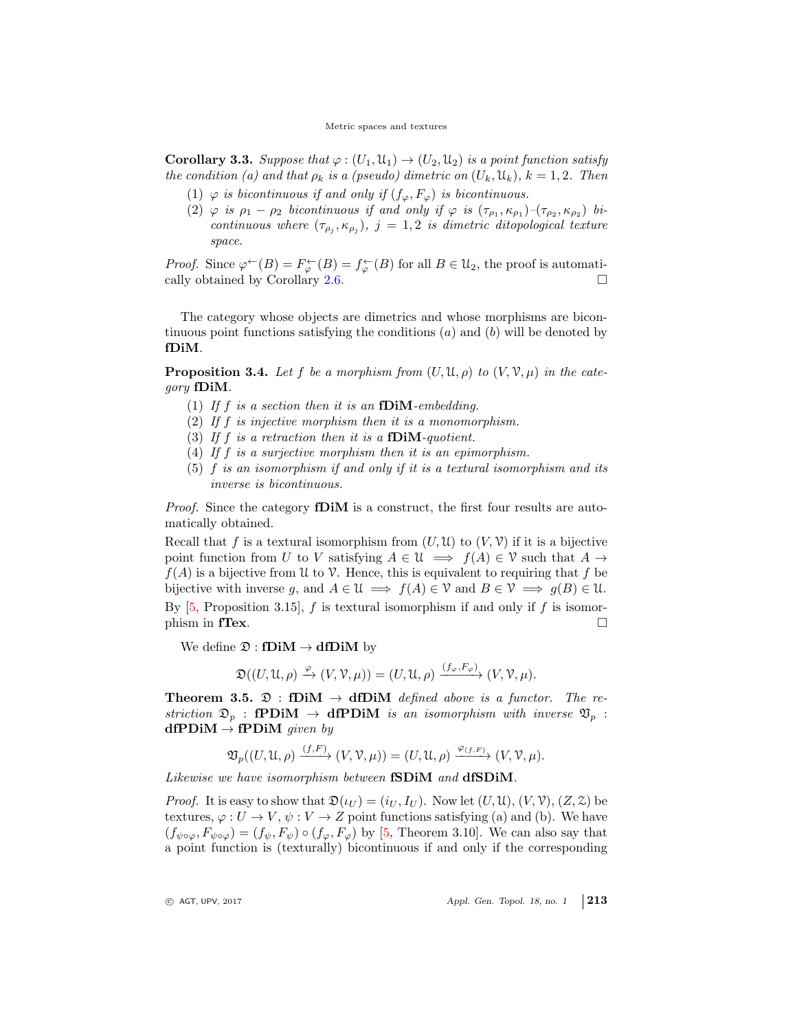**Corollary 3.3.** *Suppose that $\varphi : (U_1, \mathcal{U}_1) \to (U_2, \mathcal{U}_2)$ is a point function satisfy the condition (a) and that $\rho_k$ is a (pseudo) dimetric on $(U_k, \mathcal{U}_k)$, $k = 1, 2$. Then*

1. *$\varphi$ is bicontinuous if and only if $(f_\varphi, F_\varphi)$ is bicontinuous.*
2. *$\varphi$ is $\rho_1 - \rho_2$ bicontinuous if and only if $\varphi$ is $(\tau_{\rho_1}, \kappa_{\rho_1})$–$(\tau_{\rho_2}, \kappa_{\rho_2})$ bicontinuous where $(\tau_{\rho_j}, \kappa_{\rho_j})$, $j = 1, 2$ is dimetric ditopological texture space.*

*Proof.* Since $\varphi^{\leftarrow}(B) = F_\varphi^{\leftarrow}(B) = f_\varphi^{\leftarrow}(B)$ for all $B \in \mathcal{U}_2$, the proof is automatically obtained by Corollary 2.6. □

The category whose objects are dimetrics and whose morphisms are bicontinuous point functions satisfying the conditions $(a)$ and $(b)$ will be denoted by **fDiM**.

**Proposition 3.4.** *Let $f$ be a morphism from $(U, \mathcal{U}, \rho)$ to $(V, \mathcal{V}, \mu)$ in the category* **fDiM**.

1. *If $f$ is a section then it is an* **fDiM***-embedding.*
2. *If $f$ is injective morphism then it is a monomorphism.*
3. *If $f$ is a retraction then it is a* **fDiM***-quotient.*
4. *If $f$ is a surjective morphism then it is an epimorphism.*
5. *$f$ is an isomorphism if and only if it is a textural isomorphism and its inverse is bicontinuous.*

*Proof.* Since the category **fDiM** is a construct, the first four results are automatically obtained.

Recall that $f$ is a textural isomorphism from $(U, \mathcal{U})$ to $(V, \mathcal{V})$ if it is a bijective point function from $U$ to $V$ satisfying $A \in \mathcal{U} \implies f(A) \in \mathcal{V}$ such that $A \to f(A)$ is a bijective from $\mathcal{U}$ to $\mathcal{V}$. Hence, this is equivalent to requiring that $f$ be bijective with inverse $g$, and $A \in \mathcal{U} \implies f(A) \in \mathcal{V}$ and $B \in \mathcal{V} \implies g(B) \in \mathcal{U}$. By [5, Proposition 3.15], $f$ is textural isomorphism if and only if $f$ is isomorphism in **fTex**. □

We define $\mathfrak{D} : \textbf{fDiM} \to \textbf{dfDiM}$ by

$$\mathfrak{D}((U, \mathcal{U}, \rho) \xrightarrow{\varphi} (V, \mathcal{V}, \mu)) = (U, \mathcal{U}, \rho) \xrightarrow{(f_\varphi, F_\varphi)} (V, \mathcal{V}, \mu).$$

**Theorem 3.5.** *$\mathfrak{D} : \textbf{fDiM} \to \textbf{dfDiM}$ defined above is a functor. The restriction $\mathfrak{D}_p : \textbf{fPDiM} \to \textbf{dfPDiM}$ is an isomorphism with inverse $\mathfrak{V}_p : \textbf{dfPDiM} \to \textbf{fPDiM}$ given by*

$$\mathfrak{V}_p((U, \mathcal{U}, \rho) \xrightarrow{(f,F)} (V, \mathcal{V}, \mu)) = (U, \mathcal{U}, \rho) \xrightarrow{\varphi_{(f,F)}} (V, \mathcal{V}, \mu).$$

*Likewise we have isomorphism between* **fSDiM** *and* **dfSDiM**.

*Proof.* It is easy to show that $\mathfrak{D}(\iota_U) = (i_U, I_U)$. Now let $(U, \mathcal{U})$, $(V, \mathcal{V})$, $(Z, \mathcal{Z})$ be textures, $\varphi : U \to V$, $\psi : V \to Z$ point functions satisfying (a) and (b). We have $(f_{\psi\circ\varphi}, F_{\psi\circ\varphi}) = (f_\psi, F_\psi) \circ (f_\varphi, F_\varphi)$ by [5, Theorem 3.10]. We can also say that a point function is (texturally) bicontinuous if and only if the corresponding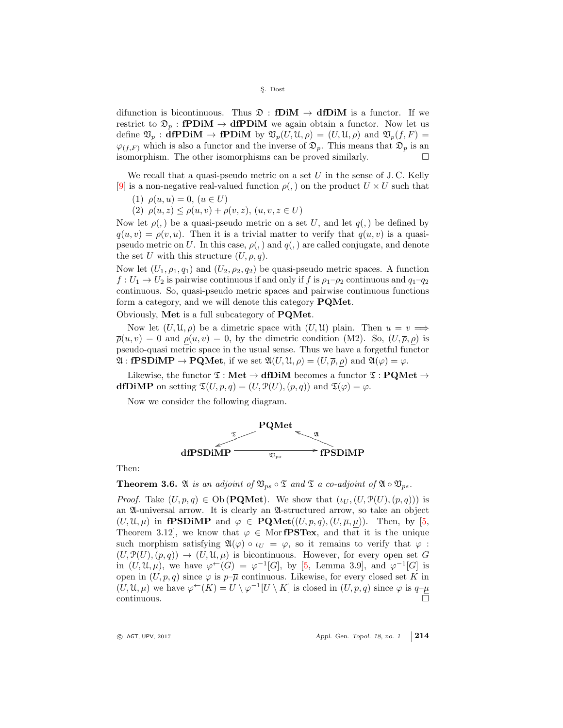difunction is bicontinuous. Thus $\mathfrak{D} : \mathbf{fDiM} \to \mathbf{dfDiM}$ is a functor. If we restrict to $\mathfrak{D}_p : \mathbf{fPDiM} \to \mathbf{dfPDiM}$ we again obtain a functor. Now let us define $\mathfrak{V}_p : \mathbf{dfPDiM} \to \mathbf{fPDiM}$ by $\mathfrak{V}_p(U, \mathcal{U}, \rho) = (U, \mathcal{U}, \rho)$ and $\mathfrak{V}_p(f, F) = \varphi_{(f,F)}$ which is also a functor and the inverse of $\mathfrak{D}_p$. This means that $\mathfrak{D}_p$ is an isomorphism. The other isomorphisms can be proved similarly. $\square$

We recall that a quasi-pseudo metric on a set $U$ in the sense of J. C. Kelly [9] is a non-negative real-valued function $\rho(,)$ on the product $U \times U$ such that

(1) $\rho(u, u) = 0$, $(u \in U)$

(2) $\rho(u, z) \leq \rho(u, v) + \rho(v, z)$, $(u, v, z \in U)$

Now let $\rho(,)$ be a quasi-pseudo metric on a set $U$, and let $q(,)$ be defined by $q(u, v) = \rho(v, u)$. Then it is a trivial matter to verify that $q(u, v)$ is a quasi-pseudo metric on $U$. In this case, $\rho(,)$ and $q(,)$ are called conjugate, and denote the set $U$ with this structure $(U, \rho, q)$.

Now let $(U_1, \rho_1, q_1)$ and $(U_2, \rho_2, q_2)$ be quasi-pseudo metric spaces. A function $f : U_1 \to U_2$ is pairwise continuous if and only if $f$ is $\rho_1$–$\rho_2$ continuous and $q_1$–$q_2$ continuous. So, quasi-pseudo metric spaces and pairwise continuous functions form a category, and we will denote this category $\mathbf{PQMet}$.

Obviously, $\mathbf{Met}$ is a full subcategory of $\mathbf{PQMet}$.

Now let $(U, \mathcal{U}, \rho)$ be a dimetric space with $(U, \mathcal{U})$ plain. Then $u = v \Longrightarrow \overline{\rho}(u, v) = 0$ and $\underline{\rho}(u, v) = 0$, by the dimetric condition (M2). So, $(U, \overline{\rho}, \underline{\rho})$ is pseudo-quasi metric space in the usual sense. Thus we have a forgetful functor $\mathfrak{A} : \mathbf{fPSDiMP} \to \mathbf{PQMet}$, if we set $\mathfrak{A}(U, \mathcal{U}, \rho) = (U, \overline{\rho}, \underline{\rho})$ and $\mathfrak{A}(\varphi) = \varphi$.

Likewise, the functor $\mathfrak{T} : \mathbf{Met} \to \mathbf{dfDiM}$ becomes a functor $\mathfrak{T} : \mathbf{PQMet} \to \mathbf{dfDiMP}$ on setting $\mathfrak{T}(U, p, q) = (U, \mathcal{P}(U), (p, q))$ and $\mathfrak{T}(\varphi) = \varphi$.

Now we consider the following diagram.

$$\begin{array}{ccc} & \mathbf{PQMet} & \\ \swarrow^{\mathfrak{T}} & & \nwarrow^{\mathfrak{A}} \\ \mathbf{dfPSDiMP} & \xrightarrow{\mathfrak{V}_{ps}} & \mathbf{fPSDiMP} \end{array}$$

Then:

**Theorem 3.6.** *$\mathfrak{A}$ is an adjoint of $\mathfrak{V}_{ps} \circ \mathfrak{T}$ and $\mathfrak{T}$ a co-adjoint of $\mathfrak{A} \circ \mathfrak{V}_{ps}$.*

*Proof.* Take $(U, p, q) \in \mathrm{Ob}\,(\mathbf{PQMet})$. We show that $(\iota_U, (U, \mathcal{P}(U), (p, q)))$ is an $\mathfrak{A}$-universal arrow. It is clearly an $\mathfrak{A}$-structured arrow, so take an object $(U, \mathcal{U}, \mu)$ in $\mathbf{fPSDiMP}$ and $\varphi \in \mathbf{PQMet}((U, p, q), (U, \overline{\mu}, \underline{\mu}))$. Then, by [5, Theorem 3.12], we know that $\varphi \in \mathrm{Mor}\,\mathbf{fPSTex}$, and that it is the unique such morphism satisfying $\mathfrak{A}(\varphi) \circ \iota_U = \varphi$, so it remains to verify that $\varphi : (U, \mathcal{P}(U), (p, q)) \to (U, \mathcal{U}, \mu)$ is bicontinuous. However, for every open set $G$ in $(U, \mathcal{U}, \mu)$, we have $\varphi^{\leftarrow}(G) = \varphi^{-1}[G]$, by [5, Lemma 3.9], and $\varphi^{-1}[G]$ is open in $(U, p, q)$ since $\varphi$ is $p$–$\overline{\mu}$ continuous. Likewise, for every closed set $K$ in $(U, \mathcal{U}, \mu)$ we have $\varphi^{\leftarrow}(K) = U \setminus \varphi^{-1}[U \setminus K]$ is closed in $(U, p, q)$ since $\varphi$ is $q$–$\underline{\mu}$ continuous. $\square$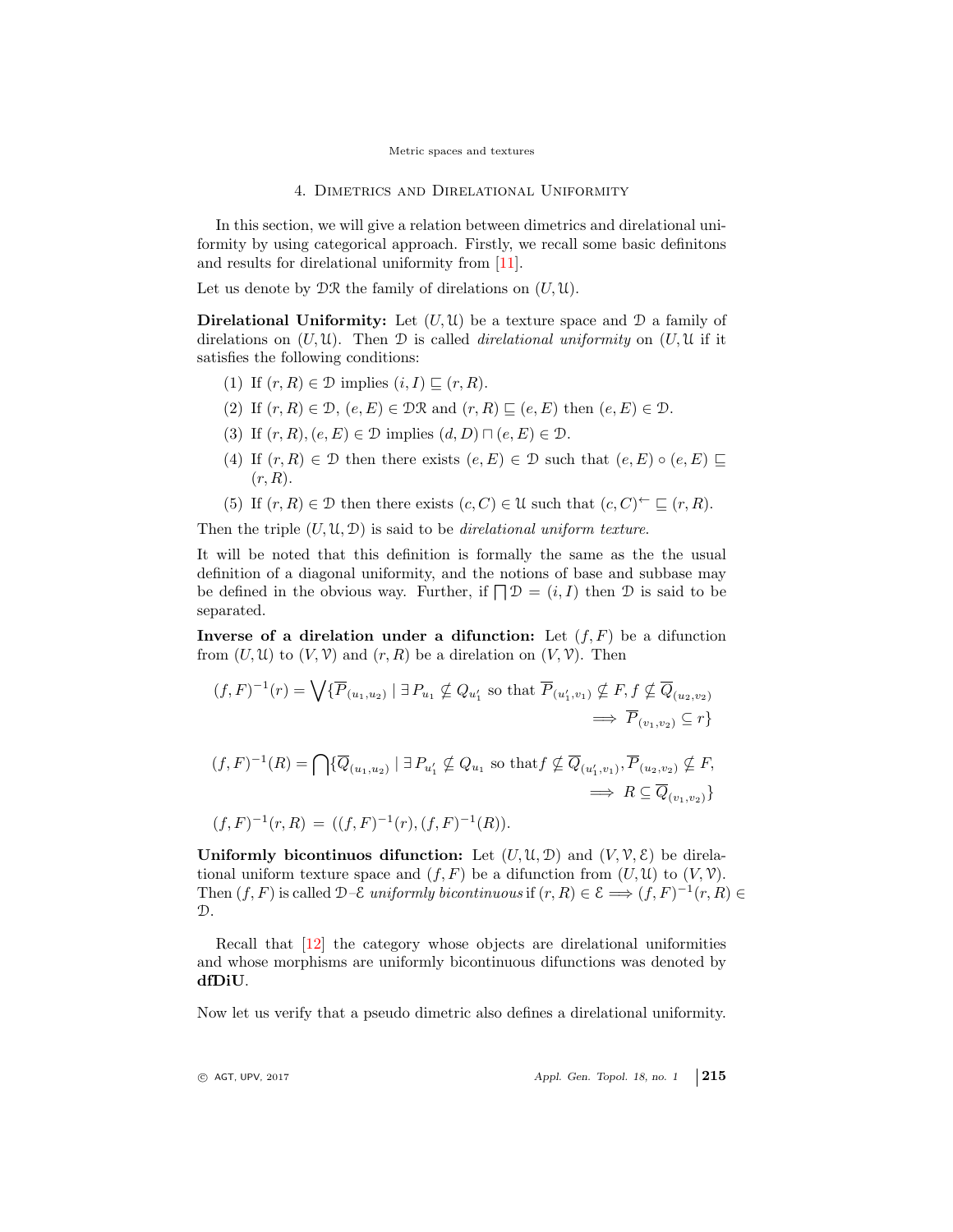## 4. Dimetrics and Direlational Uniformity

In this section, we will give a relation between dimetrics and direlational uniformity by using categorical approach. Firstly, we recall some basic definitons and results for direlational uniformity from [11].

Let us denote by $\mathcal{DR}$ the family of direlations on $(U, \mathcal{U})$.

**Direlational Uniformity:** Let $(U, \mathcal{U})$ be a texture space and $\mathcal{D}$ a family of direlations on $(U, \mathcal{U})$. Then $\mathcal{D}$ is called *direlational uniformity* on $(U, \mathcal{U}$ if it satisfies the following conditions:

(1) If $(r, R) \in \mathcal{D}$ implies $(i, I) \sqsubseteq (r, R)$.

(2) If $(r, R) \in \mathcal{D}$, $(e, E) \in \mathcal{DR}$ and $(r, R) \sqsubseteq (e, E)$ then $(e, E) \in \mathcal{D}$.

(3) If $(r, R), (e, E) \in \mathcal{D}$ implies $(d, D) \sqcap (e, E) \in \mathcal{D}$.

(4) If $(r, R) \in \mathcal{D}$ then there exists $(e, E) \in \mathcal{D}$ such that $(e, E) \circ (e, E) \sqsubseteq (r, R)$.

(5) If $(r, R) \in \mathcal{D}$ then there exists $(c, C) \in \mathcal{U}$ such that $(c, C)^{\leftarrow} \sqsubseteq (r, R)$.

Then the triple $(U, \mathcal{U}, \mathcal{D})$ is said to be *direlational uniform texture*.

It will be noted that this definition is formally the same as the the usual definition of a diagonal uniformity, and the notions of base and subbase may be defined in the obvious way. Further, if $\bigsqcap \mathcal{D} = (i, I)$ then $\mathcal{D}$ is said to be separated.

**Inverse of a direlation under a difunction:** Let $(f, F)$ be a difunction from $(U, \mathcal{U})$ to $(V, \mathcal{V})$ and $(r, R)$ be a direlation on $(V, \mathcal{V})$. Then

$$(f, F)^{-1}(r) = \bigvee \{\overline{P}_{(u_1, u_2)} \mid \exists P_{u_1} \not\subseteq Q_{u_1'} \text{ so that } \overline{P}_{(u_1', v_1)} \not\subseteq F, f \not\subseteq \overline{Q}_{(u_2, v_2)} \implies \overline{P}_{(v_1, v_2)} \subseteq r\}$$

$$(f, F)^{-1}(R) = \bigcap \{\overline{Q}_{(u_1, u_2)} \mid \exists P_{u_1'} \not\subseteq Q_{u_1} \text{ so that} f \not\subseteq \overline{Q}_{(u_1', v_1)}, \overline{P}_{(u_2, v_2)} \not\subseteq F, \implies R \subseteq \overline{Q}_{(v_1, v_2)}\}$$

$$(f, F)^{-1}(r, R) = ((f, F)^{-1}(r), (f, F)^{-1}(R)).$$

**Uniformly bicontinuos difunction:** Let $(U, \mathcal{U}, \mathcal{D})$ and $(V, \mathcal{V}, \mathcal{E})$ be direlational uniform texture space and $(f, F)$ be a difunction from $(U, \mathcal{U})$ to $(V, \mathcal{V})$. Then $(f, F)$ is called $\mathcal{D}$–$\mathcal{E}$ *uniformly bicontinuous* if $(r, R) \in \mathcal{E} \implies (f, F)^{-1}(r, R) \in \mathcal{D}$.

Recall that [12] the category whose objects are direlational uniformities and whose morphisms are uniformly bicontinuous difunctions was denoted by **dfDiU**.

Now let us verify that a pseudo dimetric also defines a direlational uniformity.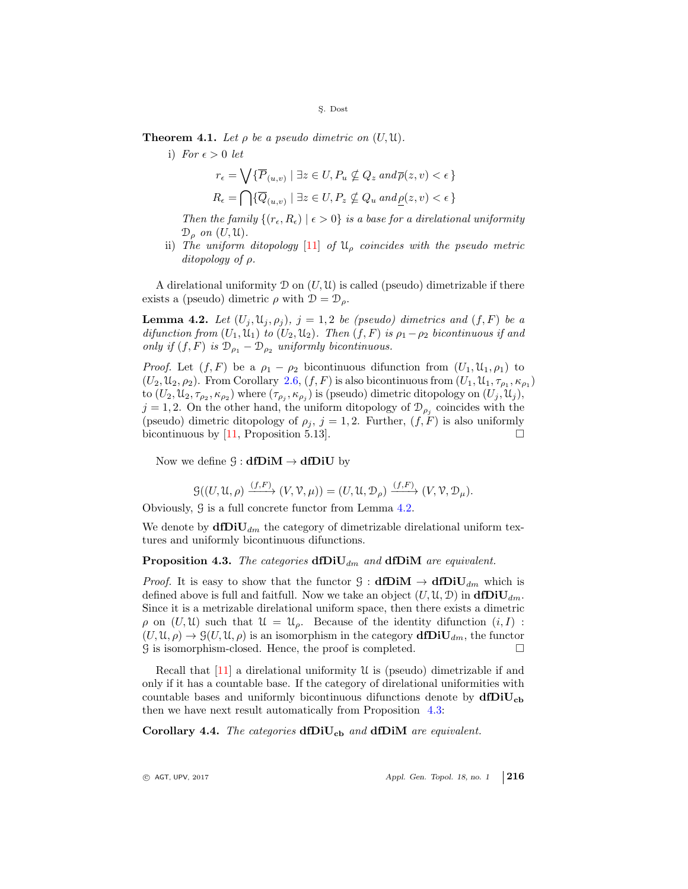**Theorem 4.1.** *Let $\rho$ be a pseudo dimetric on $(U, \mathcal{U})$.*

i) *For $\epsilon > 0$ let*

$$r_\epsilon = \bigvee \{\overline{P}_{(u,v)} \mid \exists z \in U, P_u \nsubseteq Q_z \text{ and } \overline{\rho}(z, v) < \epsilon\}$$

$$R_\epsilon = \bigcap \{\overline{Q}_{(u,v)} \mid \exists z \in U, P_z \nsubseteq Q_u \text{ and } \underline{\rho}(z, v) < \epsilon\}$$

*Then the family $\{(r_\epsilon, R_\epsilon) \mid \epsilon > 0\}$ is a base for a direlational uniformity $\mathcal{D}_\rho$ on $(U, \mathcal{U})$.*

ii) *The uniform ditopology [11] of $\mathcal{U}_\rho$ coincides with the pseudo metric ditopology of $\rho$.*

A direlational uniformity $\mathcal{D}$ on $(U, \mathcal{U})$ is called (pseudo) dimetrizable if there exists a (pseudo) dimetric $\rho$ with $\mathcal{D} = \mathcal{D}_\rho$.

**Lemma 4.2.** *Let $(U_j, \mathcal{U}_j, \rho_j)$, $j = 1, 2$ be (pseudo) dimetrics and $(f, F)$ be a difunction from $(U_1, \mathcal{U}_1)$ to $(U_2, \mathcal{U}_2)$. Then $(f, F)$ is $\rho_1 - \rho_2$ bicontinuous if and only if $(f, F)$ is $\mathcal{D}_{\rho_1} - \mathcal{D}_{\rho_2}$ uniformly bicontinuous.*

*Proof.* Let $(f, F)$ be a $\rho_1 - \rho_2$ bicontinuous difunction from $(U_1, \mathcal{U}_1, \rho_1)$ to $(U_2, \mathcal{U}_2, \rho_2)$. From Corollary 2.6, $(f, F)$ is also bicontinuous from $(U_1, \mathcal{U}_1, \tau_{\rho_1}, \kappa_{\rho_1})$ to $(U_2, \mathcal{U}_2, \tau_{\rho_2}, \kappa_{\rho_2})$ where $(\tau_{\rho_j}, \kappa_{\rho_j})$ is (pseudo) dimetric ditopology on $(U_j, \mathcal{U}_j)$, $j = 1, 2$. On the other hand, the uniform ditopology of $\mathcal{D}_{\rho_j}$ coincides with the (pseudo) dimetric ditopology of $\rho_j$, $j = 1, 2$. Further, $(f, F)$ is also uniformly bicontinuous by [11, Proposition 5.13]. □

Now we define $\mathcal{G} : \mathbf{dfDiM} \to \mathbf{dfDiU}$ by

$$\mathcal{G}((U, \mathcal{U}, \rho) \xrightarrow{(f,F)} (V, \mathcal{V}, \mu)) = (U, \mathcal{U}, \mathcal{D}_\rho) \xrightarrow{(f,F)} (V, \mathcal{V}, \mathcal{D}_\mu).$$

Obviously, $\mathcal{G}$ is a full concrete functor from Lemma 4.2.

We denote by $\mathbf{dfDiU}_{dm}$ the category of dimetrizable direlational uniform textures and uniformly bicontinuous difunctions.

**Proposition 4.3.** *The categories $\mathbf{dfDiU}_{dm}$ and $\mathbf{dfDiM}$ are equivalent.*

*Proof.* It is easy to show that the functor $\mathcal{G} : \mathbf{dfDiM} \to \mathbf{dfDiU}_{dm}$ which is defined above is full and faitfull. Now we take an object $(U, \mathcal{U}, \mathcal{D})$ in $\mathbf{dfDiU}_{dm}$. Since it is a metrizable direlational uniform space, then there exists a dimetric $\rho$ on $(U, \mathcal{U})$ such that $\mathcal{U} = \mathcal{U}_\rho$. Because of the identity difunction $(i, I) : (U, \mathcal{U}, \rho) \to \mathcal{G}(U, \mathcal{U}, \rho)$ is an isomorphism in the category $\mathbf{dfDiU}_{dm}$, the functor $\mathcal{G}$ is isomorphism-closed. Hence, the proof is completed. □

Recall that [11] a direlational uniformity $\mathcal{U}$ is (pseudo) dimetrizable if and only if it has a countable base. If the category of direlational uniformities with countable bases and uniformly bicontinuous difunctions denote by $\mathbf{dfDiU_{cb}}$ then we have next result automatically from Proposition 4.3:

**Corollary 4.4.** *The categories $\mathbf{dfDiU_{cb}}$ and $\mathbf{dfDiM}$ are equivalent.*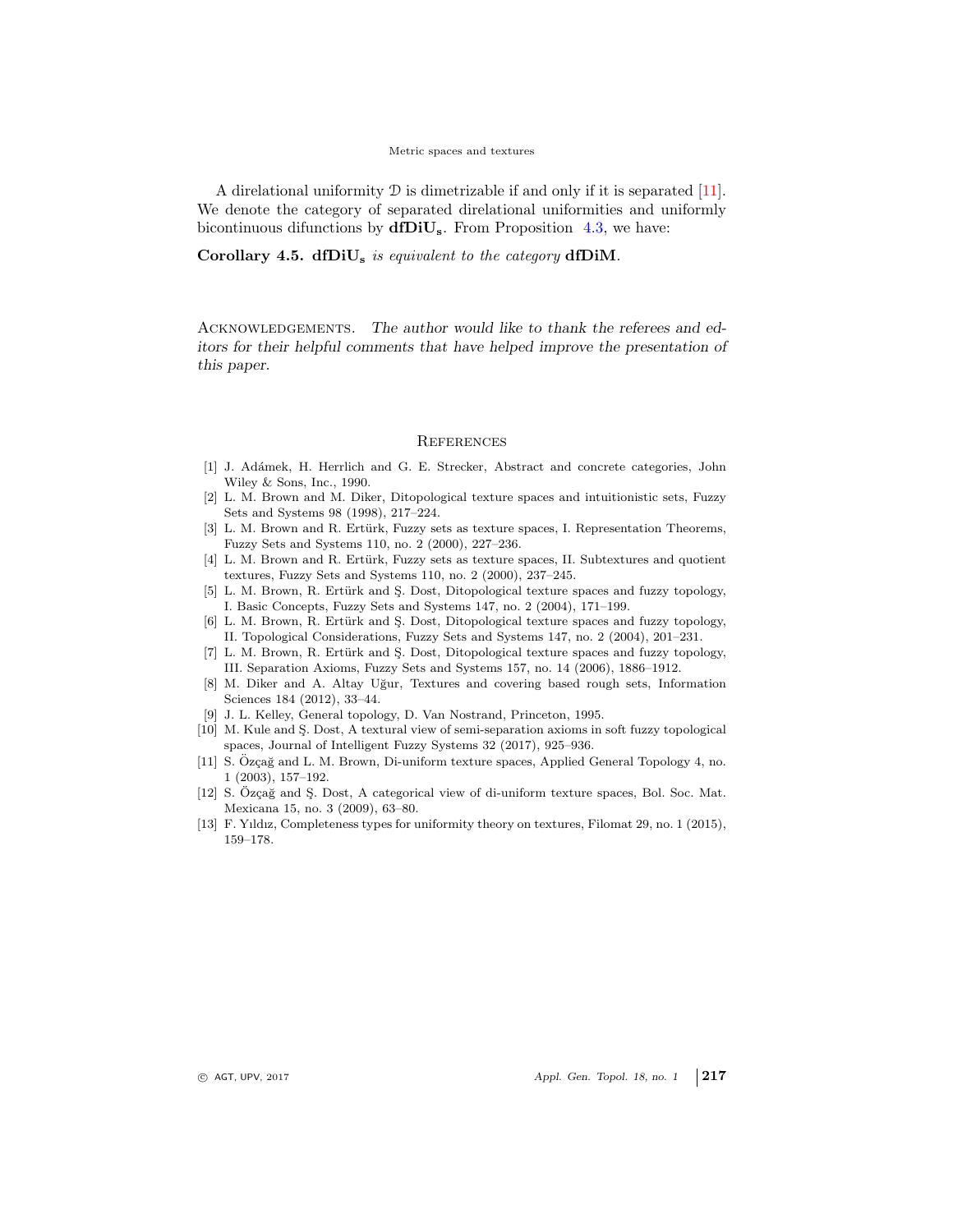A direlational uniformity $\mathcal{D}$ is dimetrizable if and only if it is separated [11]. We denote the category of separated direlational uniformities and uniformly bicontinuous difunctions by $\mathbf{dfDiU_s}$. From Proposition 4.3, we have:

**Corollary 4.5.** $\mathbf{dfDiU_s}$ *is equivalent to the category* $\mathbf{dfDiM}$.

Acknowledgements. *The author would like to thank the referees and editors for their helpful comments that have helped improve the presentation of this paper.*

## References

[1] J. Adámek, H. Herrlich and G. E. Strecker, Abstract and concrete categories, John Wiley & Sons, Inc., 1990.

[2] L. M. Brown and M. Diker, Ditopological texture spaces and intuitionistic sets, Fuzzy Sets and Systems 98 (1998), 217–224.

[3] L. M. Brown and R. Ertürk, Fuzzy sets as texture spaces, I. Representation Theorems, Fuzzy Sets and Systems 110, no. 2 (2000), 227–236.

[4] L. M. Brown and R. Ertürk, Fuzzy sets as texture spaces, II. Subtextures and quotient textures, Fuzzy Sets and Systems 110, no. 2 (2000), 237–245.

[5] L. M. Brown, R. Ertürk and Ş. Dost, Ditopological texture spaces and fuzzy topology, I. Basic Concepts, Fuzzy Sets and Systems 147, no. 2 (2004), 171–199.

[6] L. M. Brown, R. Ertürk and Ş. Dost, Ditopological texture spaces and fuzzy topology, II. Topological Considerations, Fuzzy Sets and Systems 147, no. 2 (2004), 201–231.

[7] L. M. Brown, R. Ertürk and Ş. Dost, Ditopological texture spaces and fuzzy topology, III. Separation Axioms, Fuzzy Sets and Systems 157, no. 14 (2006), 1886–1912.

[8] M. Diker and A. Altay Uğur, Textures and covering based rough sets, Information Sciences 184 (2012), 33–44.

[9] J. L. Kelley, General topology, D. Van Nostrand, Princeton, 1995.

[10] M. Kule and Ş. Dost, A textural view of semi-separation axioms in soft fuzzy topological spaces, Journal of Intelligent Fuzzy Systems 32 (2017), 925–936.

[11] S. Özçağ and L. M. Brown, Di-uniform texture spaces, Applied General Topology 4, no. 1 (2003), 157–192.

[12] S. Özçağ and Ş. Dost, A categorical view of di-uniform texture spaces, Bol. Soc. Mat. Mexicana 15, no. 3 (2009), 63–80.

[13] F. Yıldız, Completeness types for uniformity theory on textures, Filomat 29, no. 1 (2015), 159–178.